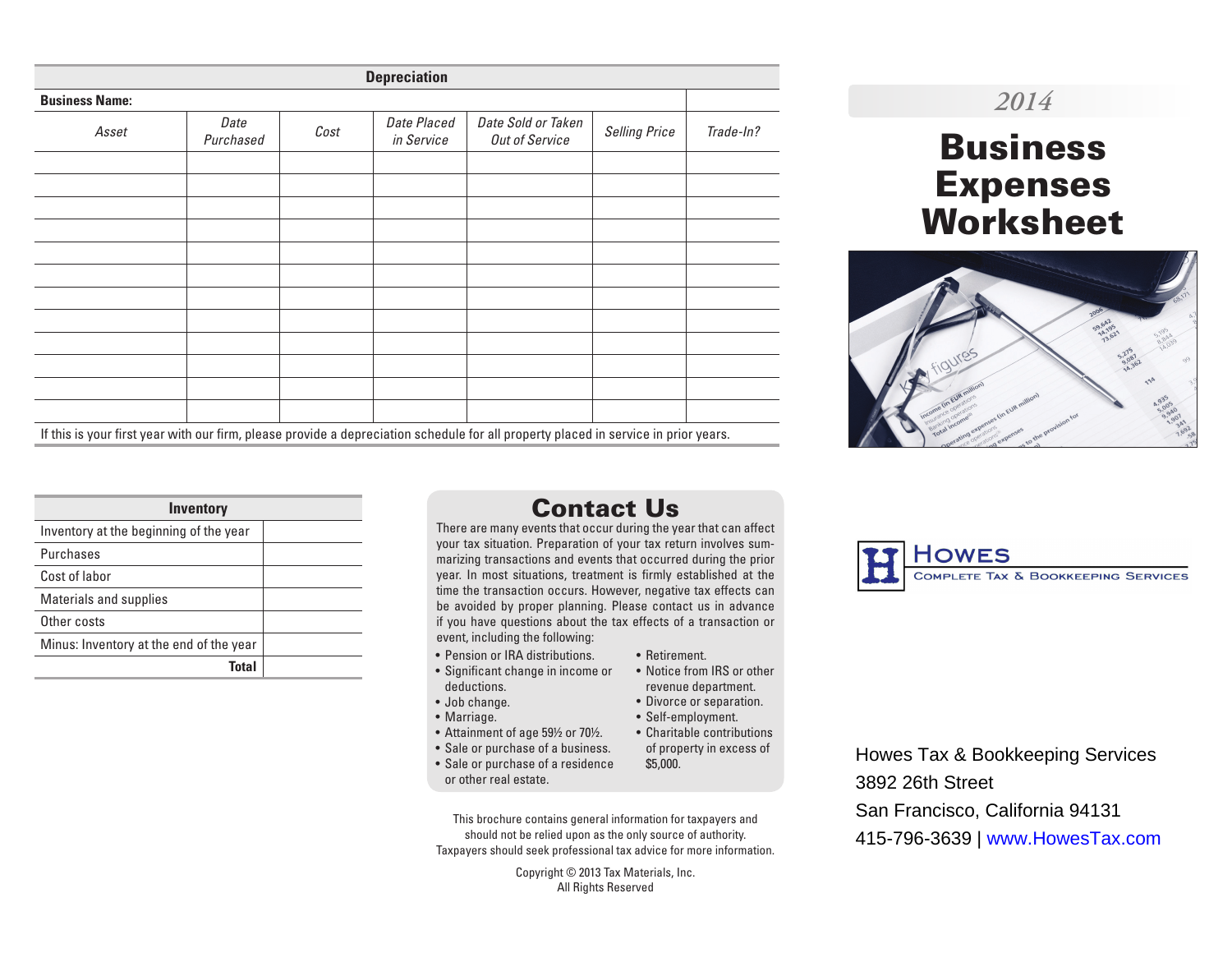## Depreciation

**Business Name:**

| *Asset* | *Date Purchased* | *Cost* | *Date Placed in Service* | *Date Sold or Taken Out of Service* | *Selling Price* | *Trade-In?* |
|---|---|---|---|---|---|---|
| | | | | | | |
| | | | | | | |
| | | | | | | |
| | | | | | | |
| | | | | | | |
| | | | | | | |
| | | | | | | |
| | | | | | | |
| | | | | | | |
| | | | | | | |
| | | | | | | |
| | | | | | | |

If this is your first year with our firm, please provide a depreciation schedule for all property placed in service in prior years.

## Inventory

| Inventory | |
|---|---|
| Inventory at the beginning of the year | |
| Purchases | |
| Cost of labor | |
| Materials and supplies | |
| Other costs | |
| Minus: Inventory at the end of the year | |
| **Total** | |

## Contact Us

There are many events that occur during the year that can affect your tax situation. Preparation of your tax return involves summarizing transactions and events that occurred during the prior year. In most situations, treatment is firmly established at the time the transaction occurs. However, negative tax effects can be avoided by proper planning. Please contact us in advance if you have questions about the tax effects of a transaction or event, including the following:

- Pension or IRA distributions.
- Significant change in income or deductions.
- Job change.
- Marriage.
- Attainment of age 59½ or 70½.
- Sale or purchase of a business.
- Sale or purchase of a residence or other real estate.
- Retirement.
- Notice from IRS or other revenue department.
- Divorce or separation.
- Self-employment.
- Charitable contributions of property in excess of $5,000.

This brochure contains general information for taxpayers and should not be relied upon as the only source of authority. Taxpayers should seek professional tax advice for more information.

Copyright © 2013 Tax Materials, Inc.
All Rights Reserved

*2014*

# Business Expenses Worksheet

**HOWES**
COMPLETE TAX & BOOKKEEPING SERVICES

Howes Tax & Bookkeeping Services
3892 26th Street
San Francisco, California 94131
415-796-3639 | www.HowesTax.com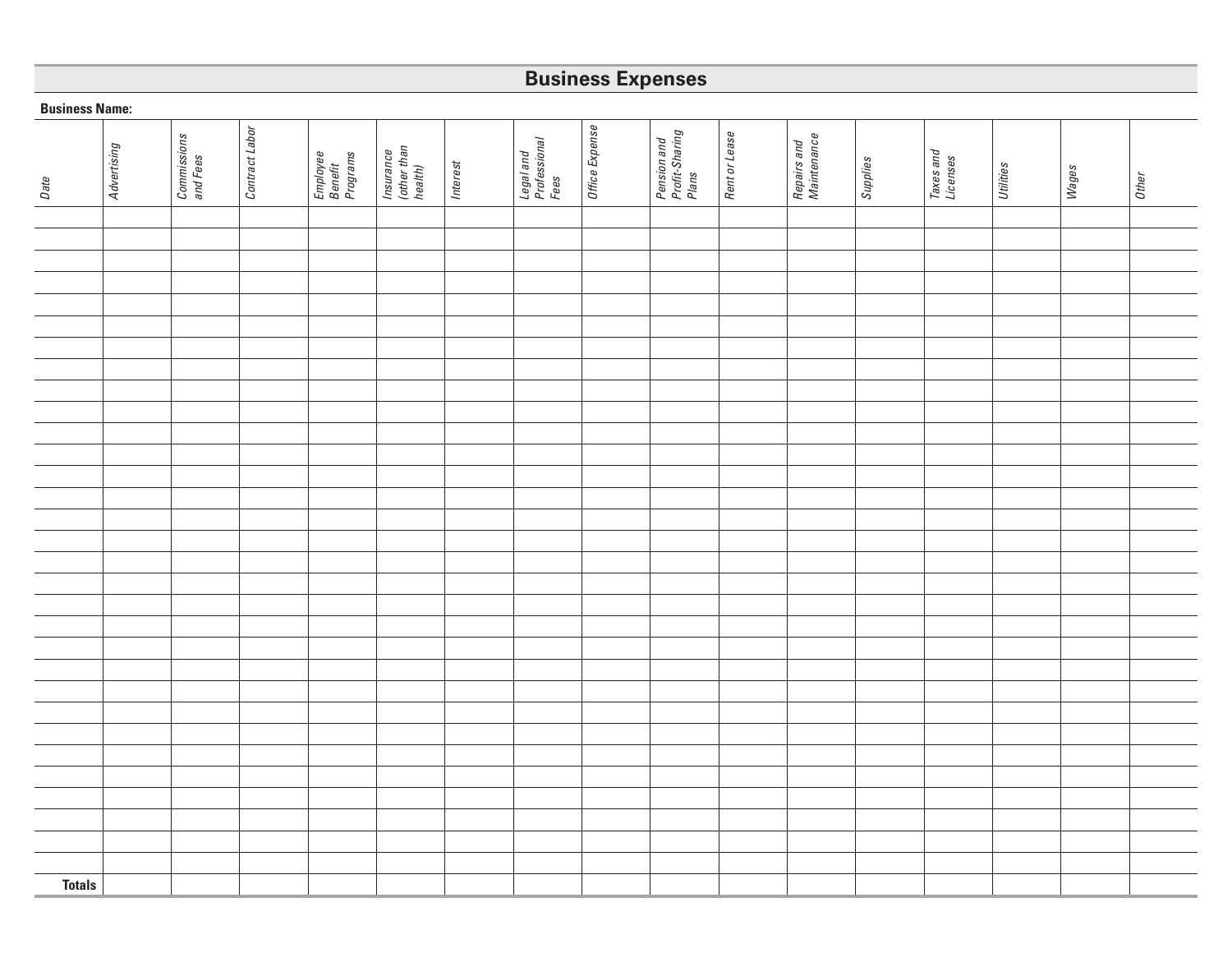# Business Expenses

**Business Name:**

| Date | Advertising | Commissions and Fees | Contract Labor | Employee Benefit Programs | Insurance (other than health) | Interest | Legal and Professional Fees | Office Expense | Pension and Profit-Sharing Plans | Rent or Lease | Repairs and Maintenance | Supplies | Taxes and Licenses | Utilities | Wages | Other |
|---|---|---|---|---|---|---|---|---|---|---|---|---|---|---|---|---|
| | | | | | | | | | | | | | | | | |
| | | | | | | | | | | | | | | | | |
| | | | | | | | | | | | | | | | | |
| | | | | | | | | | | | | | | | | |
| | | | | | | | | | | | | | | | | |
| | | | | | | | | | | | | | | | | |
| | | | | | | | | | | | | | | | | |
| | | | | | | | | | | | | | | | | |
| | | | | | | | | | | | | | | | | |
| | | | | | | | | | | | | | | | | |
| | | | | | | | | | | | | | | | | |
| | | | | | | | | | | | | | | | | |
| | | | | | | | | | | | | | | | | |
| | | | | | | | | | | | | | | | | |
| | | | | | | | | | | | | | | | | |
| | | | | | | | | | | | | | | | | |
| | | | | | | | | | | | | | | | | |
| | | | | | | | | | | | | | | | | |
| | | | | | | | | | | | | | | | | |
| | | | | | | | | | | | | | | | | |
| | | | | | | | | | | | | | | | | |
| | | | | | | | | | | | | | | | | |
| | | | | | | | | | | | | | | | | |
| | | | | | | | | | | | | | | | | |
| | | | | | | | | | | | | | | | | |
| | | | | | | | | | | | | | | | | |
| | | | | | | | | | | | | | | | | |
| | | | | | | | | | | | | | | | | |
| | | | | | | | | | | | | | | | | |
| | | | | | | | | | | | | | | | | |
| | | | | | | | | | | | | | | | | |
| **Totals** | | | | | | | | | | | | | | | | |